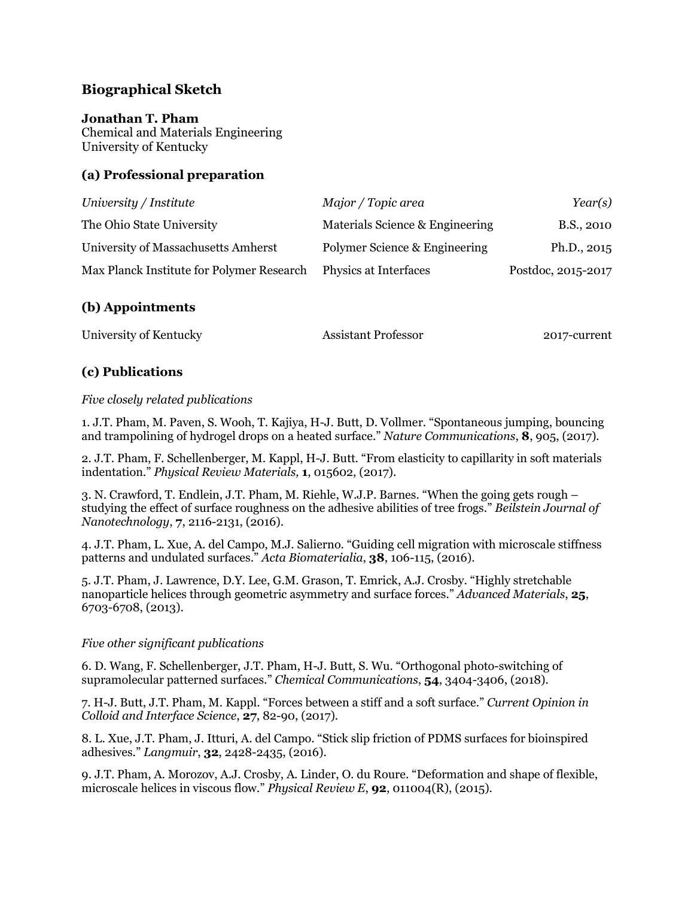# Biographical Sketch

**Jonathan T. Pham**
Chemical and Materials Engineering
University of Kentucky

## (a) Professional preparation

| *University / Institute* | *Major / Topic area* | *Year(s)* |
|---|---|---|
| The Ohio State University | Materials Science & Engineering | B.S., 2010 |
| University of Massachusetts Amherst | Polymer Science & Engineering | Ph.D., 2015 |
| Max Planck Institute for Polymer Research | Physics at Interfaces | Postdoc, 2015-2017 |

## (b) Appointments

| | | |
|---|---|---|
| University of Kentucky | Assistant Professor | 2017-current |

## (c) Publications

*Five closely related publications*

1. J.T. Pham, M. Paven, S. Wooh, T. Kajiya, H-J. Butt, D. Vollmer. "Spontaneous jumping, bouncing and trampolining of hydrogel drops on a heated surface." *Nature Communications*, **8**, 905, (2017).

2. J.T. Pham, F. Schellenberger, M. Kappl, H-J. Butt. "From elasticity to capillarity in soft materials indentation." *Physical Review Materials,* **1**, 015602, (2017).

3. N. Crawford, T. Endlein, J.T. Pham, M. Riehle, W.J.P. Barnes. "When the going gets rough – studying the effect of surface roughness on the adhesive abilities of tree frogs." *Beilstein Journal of Nanotechnology*, **7**, 2116-2131, (2016).

4. J.T. Pham, L. Xue, A. del Campo, M.J. Salierno. "Guiding cell migration with microscale stiffness patterns and undulated surfaces." *Acta Biomaterialia*, **38**, 106-115, (2016).

5. J.T. Pham, J. Lawrence, D.Y. Lee, G.M. Grason, T. Emrick, A.J. Crosby. "Highly stretchable nanoparticle helices through geometric asymmetry and surface forces." *Advanced Materials*, **25**, 6703-6708, (2013).

*Five other significant publications*

6. D. Wang, F. Schellenberger, J.T. Pham, H-J. Butt, S. Wu. "Orthogonal photo-switching of supramolecular patterned surfaces." *Chemical Communications*, **54**, 3404-3406, (2018).

7. H-J. Butt, J.T. Pham, M. Kappl. "Forces between a stiff and a soft surface." *Current Opinion in Colloid and Interface Science*, **27**, 82-90, (2017).

8. L. Xue, J.T. Pham, J. Itturi, A. del Campo. "Stick slip friction of PDMS surfaces for bioinspired adhesives." *Langmuir*, **32**, 2428-2435, (2016).

9. J.T. Pham, A. Morozov, A.J. Crosby, A. Linder, O. du Roure. "Deformation and shape of flexible, microscale helices in viscous flow." *Physical Review E*, **92**, 011004(R), (2015).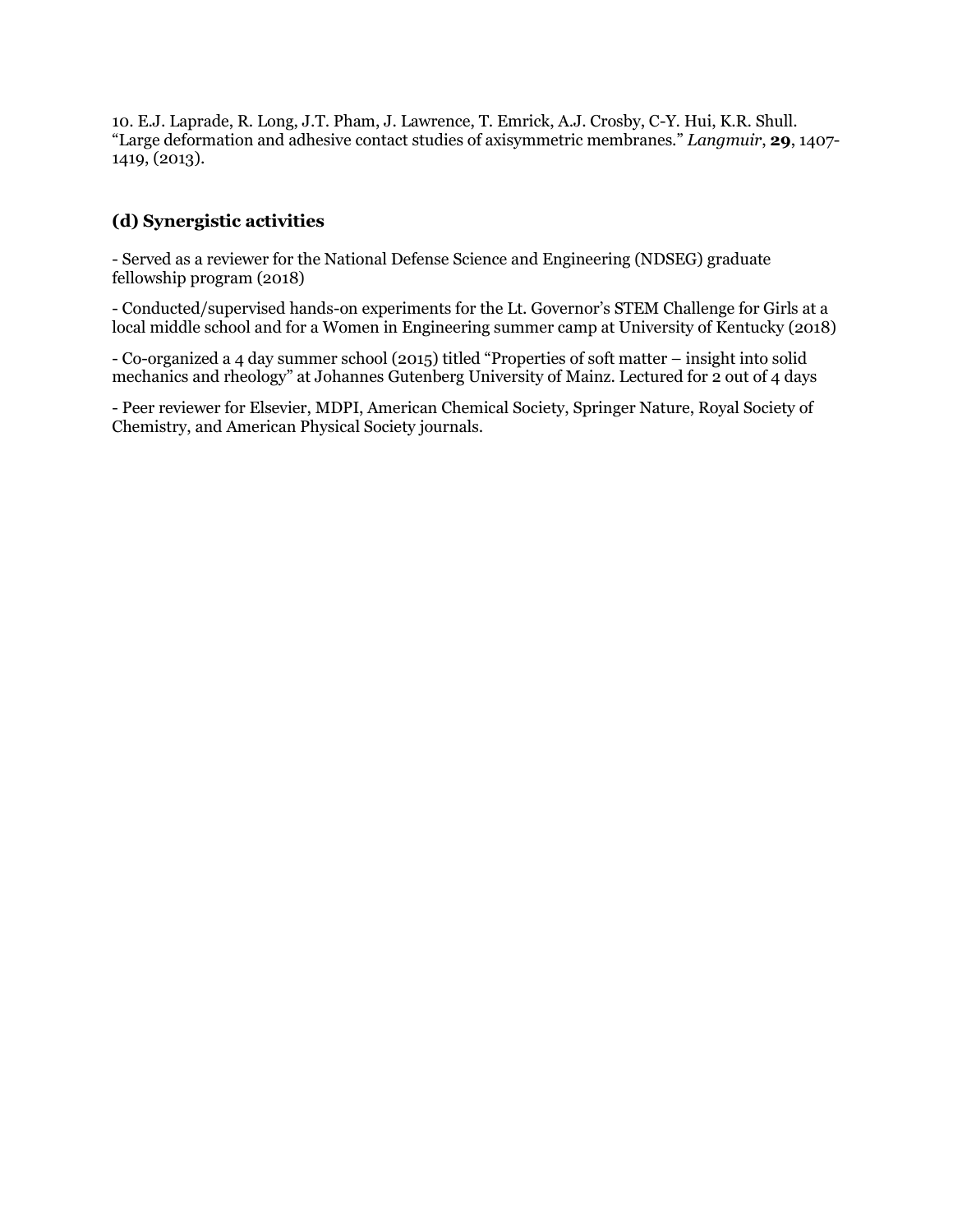10. E.J. Laprade, R. Long, J.T. Pham, J. Lawrence, T. Emrick, A.J. Crosby, C-Y. Hui, K.R. Shull. "Large deformation and adhesive contact studies of axisymmetric membranes." *Langmuir*, **29**, 1407-1419, (2013).

### (d) Synergistic activities

- Served as a reviewer for the National Defense Science and Engineering (NDSEG) graduate fellowship program (2018)

- Conducted/supervised hands-on experiments for the Lt. Governor's STEM Challenge for Girls at a local middle school and for a Women in Engineering summer camp at University of Kentucky (2018)

- Co-organized a 4 day summer school (2015) titled "Properties of soft matter – insight into solid mechanics and rheology" at Johannes Gutenberg University of Mainz. Lectured for 2 out of 4 days

- Peer reviewer for Elsevier, MDPI, American Chemical Society, Springer Nature, Royal Society of Chemistry, and American Physical Society journals.